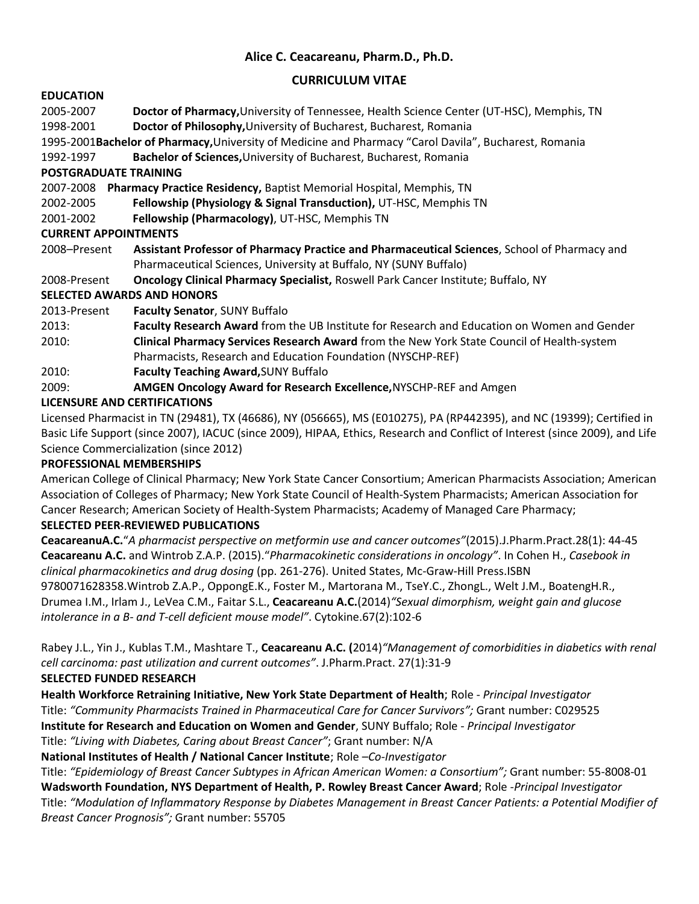# Alice C. Ceacareanu, Pharm.D., Ph.D.

## CURRICULUM VITAE

**EDUCATION**

2005-2007 **Doctor of Pharmacy,**University of Tennessee, Health Science Center (UT-HSC), Memphis, TN
1998-2001 **Doctor of Philosophy,**University of Bucharest, Bucharest, Romania
1995-2001**Bachelor of Pharmacy,**University of Medicine and Pharmacy "Carol Davila", Bucharest, Romania
1992-1997 **Bachelor of Sciences,**University of Bucharest, Bucharest, Romania

**POSTGRADUATE TRAINING**

2007-2008 **Pharmacy Practice Residency,** Baptist Memorial Hospital, Memphis, TN
2002-2005 **Fellowship (Physiology & Signal Transduction),** UT-HSC, Memphis TN
2001-2002 **Fellowship (Pharmacology)**, UT-HSC, Memphis TN

**CURRENT APPOINTMENTS**

2008–Present **Assistant Professor of Pharmacy Practice and Pharmaceutical Sciences**, School of Pharmacy and Pharmaceutical Sciences, University at Buffalo, NY (SUNY Buffalo)
2008-Present **Oncology Clinical Pharmacy Specialist,** Roswell Park Cancer Institute; Buffalo, NY

**SELECTED AWARDS AND HONORS**

2013-Present **Faculty Senator**, SUNY Buffalo
2013: **Faculty Research Award** from the UB Institute for Research and Education on Women and Gender
2010: **Clinical Pharmacy Services Research Award** from the New York State Council of Health-system Pharmacists, Research and Education Foundation (NYSCHP-REF)
2010: **Faculty Teaching Award,**SUNY Buffalo
2009: **AMGEN Oncology Award for Research Excellence,**NYSCHP-REF and Amgen

**LICENSURE AND CERTIFICATIONS**

Licensed Pharmacist in TN (29481), TX (46686), NY (056665), MS (E010275), PA (RP442395), and NC (19399); Certified in Basic Life Support (since 2007), IACUC (since 2009), HIPAA, Ethics, Research and Conflict of Interest (since 2009), and Life Science Commercialization (since 2012)

**PROFESSIONAL MEMBERSHIPS**

American College of Clinical Pharmacy; New York State Cancer Consortium; American Pharmacists Association; American Association of Colleges of Pharmacy; New York State Council of Health-System Pharmacists; American Association for Cancer Research; American Society of Health-System Pharmacists; Academy of Managed Care Pharmacy;

**SELECTED PEER-REVIEWED PUBLICATIONS**

**CeacareanuA.C.**"*A pharmacist perspective on metformin use and cancer outcomes"*(2015).J.Pharm.Pract.28(1): 44-45
**Ceacareanu A.C.** and Wintrob Z.A.P. (2015)."*Pharmacokinetic considerations in oncology"*. In Cohen H., *Casebook in clinical pharmacokinetics and drug dosing* (pp. 261-276). United States, Mc-Graw-Hill Press.ISBN 9780071628358.Wintrob Z.A.P., OppongE.K., Foster M., Martorana M., TseY.C., ZhongL., Welt J.M., BoatengH.R., Drumea I.M., Irlam J., LeVea C.M., Faitar S.L., **Ceacareanu A.C.**(2014)*"Sexual dimorphism, weight gain and glucose intolerance in a B- and T-cell deficient mouse model"*. Cytokine.67(2):102-6

Rabey J.L., Yin J., Kublas T.M., Mashtare T., **Ceacareanu A.C. (**2014)*"Management of comorbidities in diabetics with renal cell carcinoma: past utilization and current outcomes"*. J.Pharm.Pract. 27(1):31-9

**SELECTED FUNDED RESEARCH**

**Health Workforce Retraining Initiative, New York State Department of Health**; Role - *Principal Investigator*
Title: *"Community Pharmacists Trained in Pharmaceutical Care for Cancer Survivors";* Grant number: C029525
**Institute for Research and Education on Women and Gender**, SUNY Buffalo; Role - *Principal Investigator*
Title: *"Living with Diabetes, Caring about Breast Cancer"*; Grant number: N/A
**National Institutes of Health / National Cancer Institute**; Role –*Co-Investigator*
Title: *"Epidemiology of Breast Cancer Subtypes in African American Women: a Consortium";* Grant number: 55-8008-01
**Wadsworth Foundation, NYS Department of Health, P. Rowley Breast Cancer Award**; Role -*Principal Investigator*
Title: *"Modulation of Inflammatory Response by Diabetes Management in Breast Cancer Patients: a Potential Modifier of Breast Cancer Prognosis";* Grant number: 55705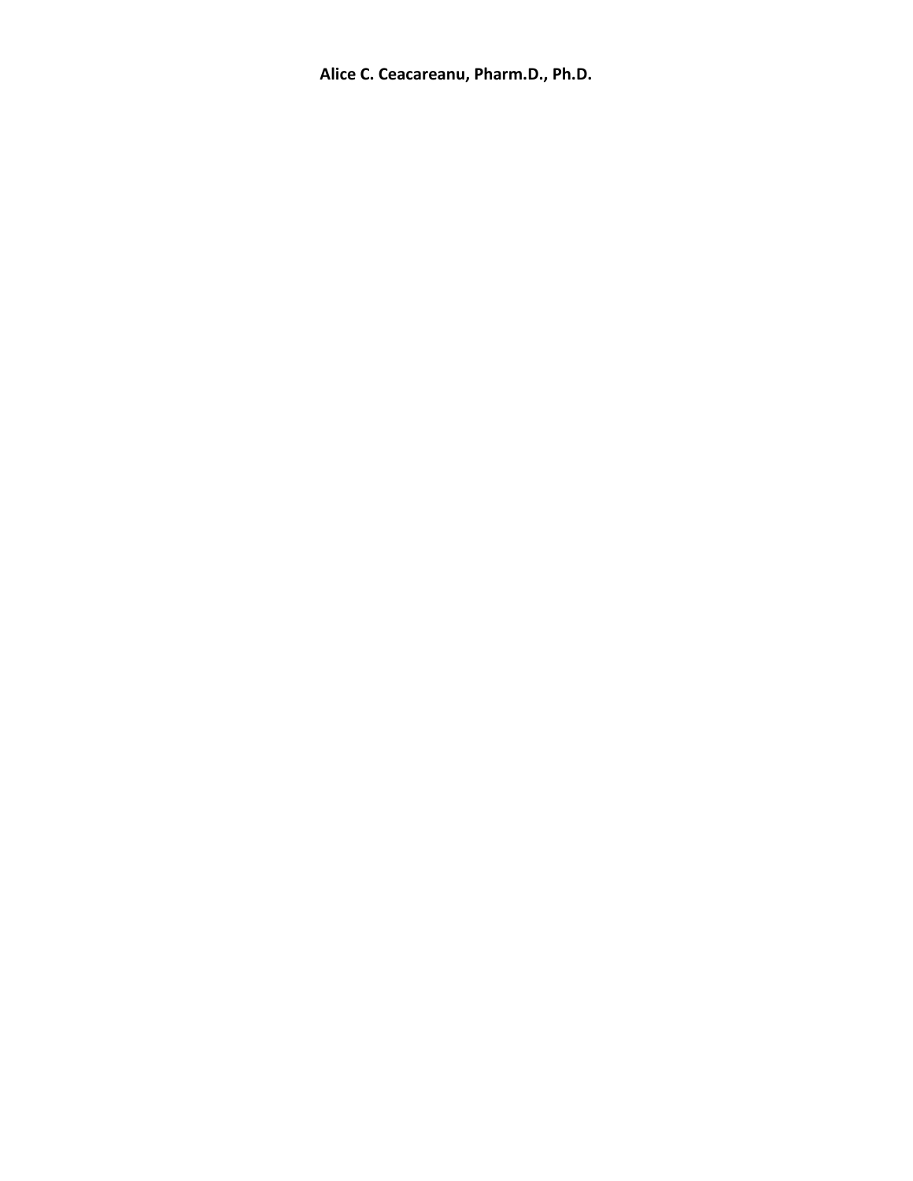**Alice C. Ceacareanu, Pharm.D., Ph.D.**